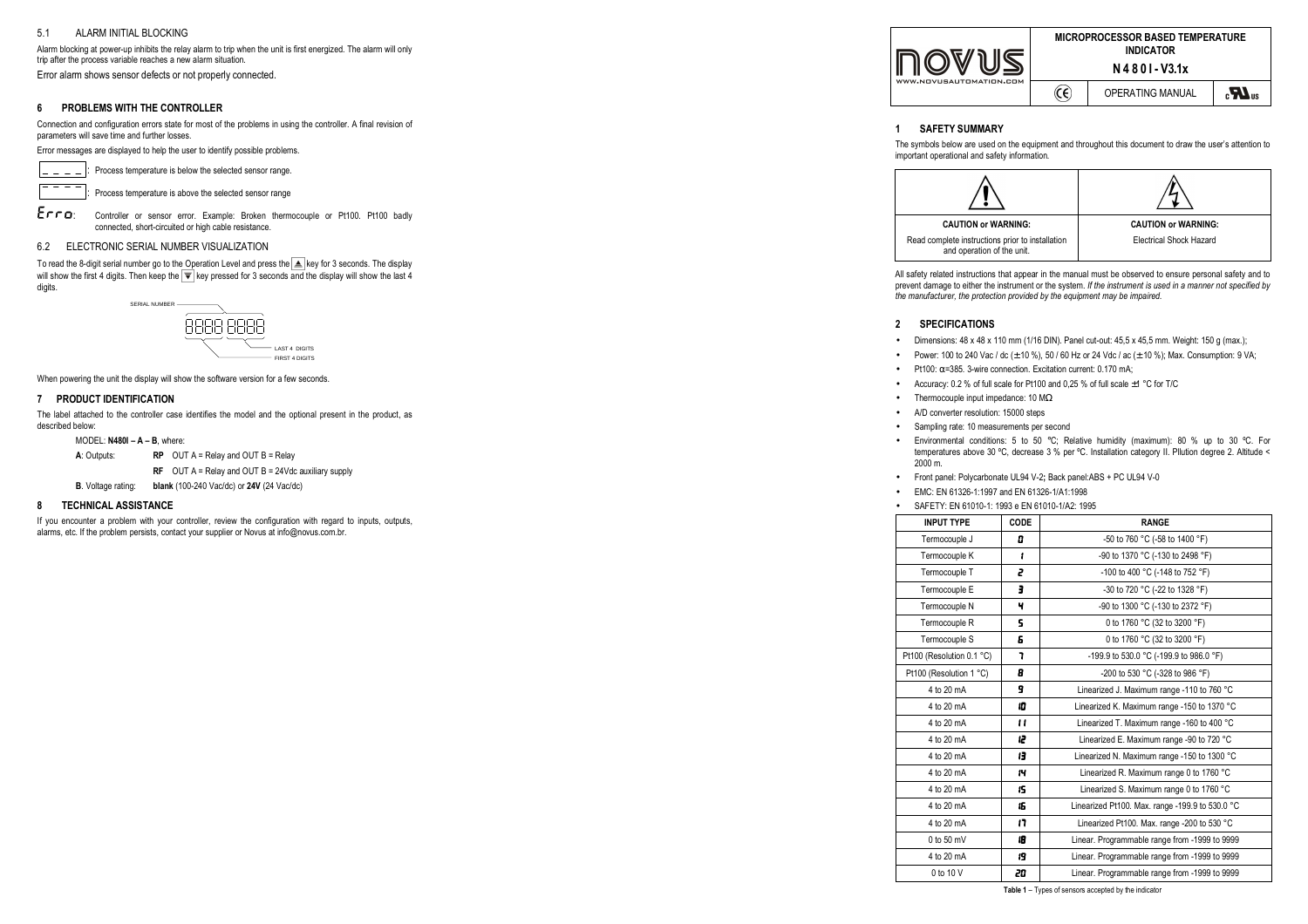## 5.1 ALARM INITIAL BLOCKING

Alarm blocking at power-up inhibits the relay alarm to trip when the unit is first energized. The alarm will only trip after the process variable reaches a new alarm situation.

Error alarm shows sensor defects or not properly connected.

## 6 PROBLEMS WITH THE CONTROLLER

Connection and configuration errors state for most of the problems in using the controller. A final revision of parameters will save time and further losses.

Error messages are displayed to help the user to identify possible problems.

_ _ _ _ : Process temperature is below the selected sensor range.

‾ ‾ ‾ ‾ : Process temperature is above the selected sensor range

Erro: Controller or sensor error. Example: Broken thermocouple or Pt100. Pt100 badly connected, short-circuited or high cable resistance.

## 6.2 ELECTRONIC SERIAL NUMBER VISUALIZATION

To read the 8-digit serial number go to the Operation Level and press the ▲ key for 3 seconds. The display will show the first 4 digits. Then keep the ▼ key pressed for 3 seconds and the display will show the last 4 digits.

SERIAL NUMBER: 8888 8888 — LAST 4 DIGITS / FIRST 4 DIGITS

When powering the unit the display will show the software version for a few seconds.

## 7 PRODUCT IDENTIFICATION

The label attached to the controller case identifies the model and the optional present in the product, as described below:

MODEL: **N480I – A – B**, where:

**A**: Outputs: **RP** OUT A = Relay and OUT B = Relay

**RF** OUT A = Relay and OUT B = 24Vdc auxiliary supply

**B**. Voltage rating: **blank** (100-240 Vac/dc) or **24V** (24 Vac/dc)

## 8 TECHNICAL ASSISTANCE

If you encounter a problem with your controller, review the configuration with regard to inputs, outputs, alarms, etc. If the problem persists, contact your supplier or Novus at info@novus.com.br.

# MICROPROCESSOR BASED TEMPERATURE INDICATOR

## N480I-V3.1x

OPERATING MANUAL

## 1 SAFETY SUMMARY

The symbols below are used on the equipment and throughout this document to draw the user's attention to important operational and safety information.

| **CAUTION or WARNING:** Read complete instructions prior to installation and operation of the unit. | **CAUTION or WARNING:** Electrical Shock Hazard |
|---|---|

All safety related instructions that appear in the manual must be observed to ensure personal safety and to prevent damage to either the instrument or the system. *If the instrument is used in a manner not specified by the manufacturer, the protection provided by the equipment may be impaired.*

## 2 SPECIFICATIONS

- Dimensions: 48 x 48 x 110 mm (1/16 DIN). Panel cut-out: 45,5 x 45,5 mm. Weight: 150 g (max.);
- Power: 100 to 240 Vac / dc (±10 %), 50 / 60 Hz or 24 Vdc / ac (±10 %); Max. Consumption: 9 VA;
- Pt100: α=385. 3-wire connection. Excitation current: 0.170 mA;
- Accuracy: 0.2 % of full scale for Pt100 and 0,25 % of full scale ±1 °C for T/C
- Thermocouple input impedance: 10 MΩ
- A/D converter resolution: 15000 steps
- Sampling rate: 10 measurements per second
- Environmental conditions: 5 to 50 °C; Relative humidity (maximum): 80 % up to 30 °C. For temperatures above 30 °C, decrease 3 % per °C. Installation category II. Pllution degree 2. Altitude < 2000 m.
- Front panel: Polycarbonate UL94 V-2; Back panel:ABS + PC UL94 V-0
- EMC: EN 61326-1:1997 and EN 61326-1/A1:1998
- SAFETY: EN 61010-1: 1993 e EN 61010-1/A2: 1995

| INPUT TYPE | CODE | RANGE |
|---|---|---|
| Termocouple J | 0 | -50 to 760 °C (-58 to 1400 °F) |
| Termocouple K | 1 | -90 to 1370 °C (-130 to 2498 °F) |
| Termocouple T | 2 | -100 to 400 °C (-148 to 752 °F) |
| Termocouple E | 3 | -30 to 720 °C (-22 to 1328 °F) |
| Termocouple N | 4 | -90 to 1300 °C (-130 to 2372 °F) |
| Termocouple R | 5 | 0 to 1760 °C (32 to 3200 °F) |
| Termocouple S | 6 | 0 to 1760 °C (32 to 3200 °F) |
| Pt100 (Resolution 0.1 °C) | 7 | -199.9 to 530.0 °C (-199.9 to 986.0 °F) |
| Pt100 (Resolution 1 °C) | 8 | -200 to 530 °C (-328 to 986 °F) |
| 4 to 20 mA | 9 | Linearized J. Maximum range -110 to 760 °C |
| 4 to 20 mA | 10 | Linearized K. Maximum range -150 to 1370 °C |
| 4 to 20 mA | 11 | Linearized T. Maximum range -160 to 400 °C |
| 4 to 20 mA | 12 | Linearized E. Maximum range -90 to 720 °C |
| 4 to 20 mA | 13 | Linearized N. Maximum range -150 to 1300 °C |
| 4 to 20 mA | 14 | Linearized R. Maximum range 0 to 1760 °C |
| 4 to 20 mA | 15 | Linearized S. Maximum range 0 to 1760 °C |
| 4 to 20 mA | 16 | Linearized Pt100. Max. range -199.9 to 530.0 °C |
| 4 to 20 mA | 17 | Linearized Pt100. Max. range -200 to 530 °C |
| 0 to 50 mV | 18 | Linear. Programmable range from -1999 to 9999 |
| 4 to 20 mA | 19 | Linear. Programmable range from -1999 to 9999 |
| 0 to 10 V | 20 | Linear. Programmable range from -1999 to 9999 |

**Table 1** – Types of sensors accepted by the indicator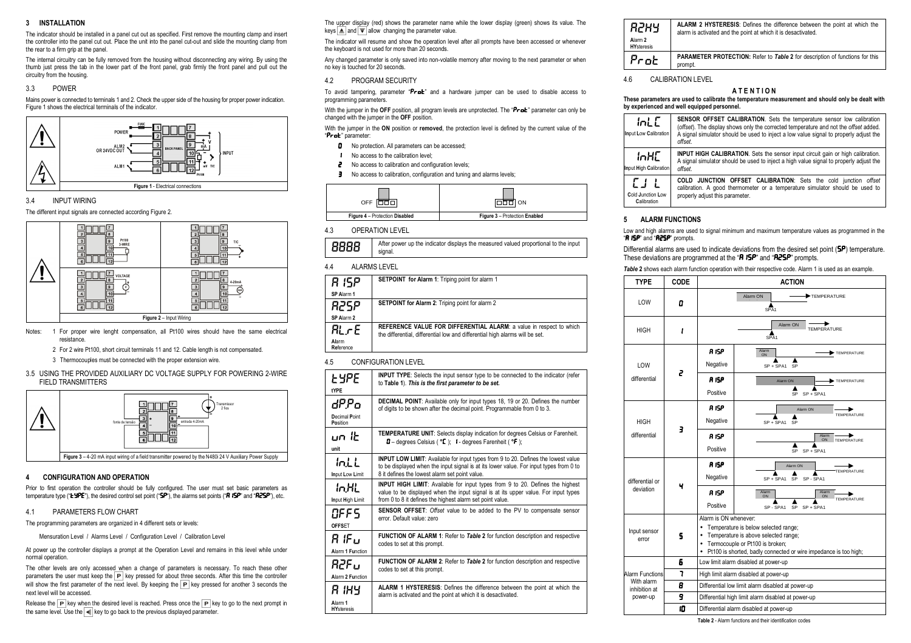## 3 INSTALLATION

The indicator should be installed in a panel cut out as specified. First remove the mounting clamp and insert the controller into the panel cut out. Place the unit into the panel cut-out and slide the mounting clamp from the rear to a firm grip at the panel.

The internal circuitry can be fully removed from the housing without disconnecting any wiring. By using the thumb just press the tab in the lower part of the front panel, grab firmly the front panel and pull out the circuitry from the housing.

### 3.3 POWER

Mains power is connected to terminals 1 and 2. Check the upper side of the housing for proper power indication. Figure 1 shows the electrical terminals of the indicator.

POWER
FUSE
ALM2 OR 24VDC OUT
ALM1
BACK PANEL
V
mA
mV T/C
Pt100
INPUT

**Figure 1** - Electrical connections

### 3.4 INPUT WIRING

The different input signals are connected according Figure 2.

Pt100 3-WIRE
T/C
VOLTAGE
4-20mA

**Figure 2** – Input Wiring

Notes:
1. For proper wire lenght compensation, all Pt100 wires should have the same electrical resistance.
2. For 2 wire Pt100, short circuit terminals 11 and 12. Cable length is not compensated.
3. Thermocouples must be connected with the proper extension wire.

### 3.5 USING THE PROVIDED AUXILIARY DC VOLTAGE SUPPLY FOR POWERING 2-WIRE FIELD TRANSMITTERS

fonte de tensão
entrada 4-20mA
Transmissor 2 fios

**Figure 3** – 4-20 mA input wiring of a field transmitter powered by the N480i 24 V Auxiliary Power Supply

## 4 CONFIGURATION AND OPERATION

Prior to first operation the controller should be fully configured. The user must set basic parameters as temperature type ("**tYPE**"), the desired control set point ("**SP**"), the alarms set points ("**A1SP**" and "**A2SP**"), etc.

### 4.1 PARAMETERS FLOW CHART

The programming parameters are organized in 4 different sets or levels:

Mensuration Level / Alarms Level / Configuration Level / Calibration Level

At power up the controller displays a prompt at the Operation Level and remains in this level while under normal operation.

The other levels are only accessed when a change of parameters is necessary. To reach these other parameters the user must keep the **P** key pressed for about three seconds. After this time the controller will show the first parameter of the next level. By keeping the **P** key pressed for another 3 seconds the next level will be accessed.

Release the **P** key when the desired level is reached. Press once the **P** key to go to the next prompt in the same level. Use the ◄ key to go back to the previous displayed parameter.

The upper display (red) shows the parameter name while the lower display (green) shows its value. The keys ▲ and ▼ allow changing the parameter value.

The indicator will resume and show the operation level after all prompts have been accessed or whenever the keyboard is not used for more than 20 seconds.

Any changed parameter is only saved into non-volatile memory after moving to the next parameter or when no key is touched for 20 seconds.

### 4.2 PROGRAM SECURITY

To avoid tampering, parameter "**Prot**" and a hardware jumper can be used to disable access to programming parameters.

With the jumper in the **OFF** position, all program levels are unprotected. The "**Prot**" parameter can only be changed with the jumper in the **OFF** position.

With the jumper in the **ON** position or **removed**, the protection level is defined by the current value of the "**Prot**" parameter:

- **0** No protection. All parameters can be accessed;
- **1** No access to the calibration level;
- **2** No access to calibration and configuration levels;
- **3** No access to calibration, configuration and tuning and alarms levels;

| OFF | ON |
|---|---|
| **Figure 4** – Protection **Disabled** | **Figure 3** – Protection **Enabled** |

### 4.3 OPERATION LEVEL

| | |
|---|---|
| **8888** | After power up the indicator displays the measured valued proportional to the input signal. |

### 4.4 ALARMS LEVEL

| | |
|---|---|
| **A1SP**<br>**SP A**larm **1** | **SETPOINT for Alarm 1**: Triping point for alarm 1 |
| **A2SP**<br>**SP A**larm **2** | **SETPOINT for Alarm 2**: Triping point for alarm 2 |
| **AL.rE**<br>**Al**arm **Re**ference | **REFERENCE VALUE FOR DIFFERENTIAL ALARM**: a value in respect to which the differential, differential low and differential high alarms will be set. |

### 4.5 CONFIGURATION LEVEL

| | |
|---|---|
| **tYPE**<br>**tYPE** | **INPUT TYPE**: Selects the input sensor type to be connected to the indicator (refer to **Table 1**). ***This is the first parameter to be set.*** |
| **dP.Po**<br>**D**ecimal **P**oint **Po**sition | **DECIMAL POINT**: Available only for input types 18, 19 or 20. Defines the number of digits to be shown after the decimal point. Programmable from 0 to 3. |
| **unit**<br>**unit** | **TEMPERATURE UNIT**: Selects display indication for degrees Celsius or Farenheit. **0** – degrees Celsius ( **°C** ); **1** - degrees Farenheit ( **°F** ); |
| **In.LL**<br>**In**put **L**ow **L**imit | **INPUT LOW LIMIT**: Available for input types from 9 to 20. Defines the lowest value to be displayed when the input signal is at its lower value. For input types from 0 to 8 it defines the lowest alarm set point value. |
| **In.HL**<br>**In**put **H**igh **L**imit | **INPUT HIGH LIMIT**: Available for input types from 9 to 20. Defines the highest value to be displayed when the input signal is at its upper value. For input types from 0 to 8 it defines the highest alarm set point value. |
| **OFFS**<br>**OFFS**ET | **SENSOR OFFSET**: *Offset* value to be added to the PV to compensate sensor error. Default value: zero |
| **A1Fu**<br>**A**larm **1 Fu**nction | **FUNCTION OF ALARM 1**: Refer to ***Table 2*** for function description and respective codes to set at this prompt. |
| **A2Fu**<br>**A**larm **2 Fu**nction | **FUNCTION OF ALARM 2**: Refer to ***Table 2*** for function description and respective codes to set at this prompt. |
| **A1HY**<br>**A**larm **1 HY**steresis | **ALARM 1 HYSTERESIS**: Defines the difference between the point at which the alarm is activated and the point at which it is desactivated. |
| **A2HY**<br>**A**larm **2 HY**steresis | **ALARM 2 HYSTERESIS**: Defines the difference between the point at which the alarm is activated and the point at which it is desactivated. |
| **Prot** | **PARAMETER PROTECTION:** Refer to ***Table 2*** for description of functions for this prompt. |

### 4.6 CALIBRATION LEVEL

**A T E N T I O N**

**These parameters are used to calibrate the temperature measurement and should only be dealt with by experienced and well equipped personnel.**

| | |
|---|---|
| **InLC**<br>**In**put **L**ow **C**alibration | **SENSOR OFFSET CALIBRATION**. Sets the temperature sensor low calibration (*offset*). The display shows only the corrected temperature and not the *offset* added. A signal simulator should be used to inject a low value signal to properly adjust the *offset*. |
| **InHC**<br>**In**put **H**igh **C**alibration | **INPUT HIGH CALIBRATION**. Sets the sensor input circuit gain or high calibration. A signal simulator should be used to inject a high value signal to properly adjust the *offset*. |
| **CJ L**<br>**C**old **J**unction **L**ow **C**alibration | **COLD JUNCTION OFFSET CALIBRATION**: Sets the cold junction *offset* calibration. A good thermometer or a temperature simulator should be used to properly adjust this parameter. |

## 5 ALARM FUNCTIONS

Low and high alarms are used to signal minimum and maximum temperature values as programmed in the "**A1SP**" and "**A2SP**" prompts.

Differential alarms are used to indicate deviations from the desired set point (**SP**) temperature. These deviations are programmed at the "**A1SP**" and "**A2SP**" prompts.

***Table 2*** shows each alarm function operation with their respective code. Alarm 1 is used as an example.

| TYPE | CODE | ACTION | |
|---|---|---|---|
| LOW | **0** | Alarm ON — TEMPERATURE; SPA1 | |
| HIGH | **1** | Alarm ON — TEMPERATURE; SPA1 | |
| LOW differential | **2** | **A1SP** Negative | Alarm ON — TEMPERATURE; SP + SPA1, SP |
| | | **A1SP** Positive | Alarm ON — TEMPERATURE; SP, SP + SPA1 |
| HIGH differential | **3** | **A1SP** Negative | Alarm ON — TEMPERATURE; SP + SPA1, SP |
| | | **A1SP** Positive | Alarm ON — TEMPERATURE; SP, SP + SPA1 |
| differential or deviation | **4** | **A1SP** Negative | Alarm ON — TEMPERATURE; SP + SPA1, SP, SP - SPA1 |
| | | **A1SP** Positive | Alarm ON, Alarm ON — TEMPERATURE; SP - SPA1, SP, SP + SPA1 |
| Input sensor error | **5** | Alarm is ON whenever:<br>• Temperature is below selected range;<br>• Temperature is above selected range;<br>• Termocouple or Pt100 is broken;<br>• Pt100 is shorted, badly connected or wire impedance is too high; | |
| Alarm Functions With alarm inhibition at power-up | **6** | Low limit alarm disabled at power-up | |
| | **7** | High limit alarm disabled at power-up | |
| | **8** | Differential low limit alarm disabled at power-up | |
| | **9** | Differential high limit alarm disabled at power-up | |
| | **10** | Differential alarm disabled at power-up | |

**Table 2** - Alarm functions and their identification codes